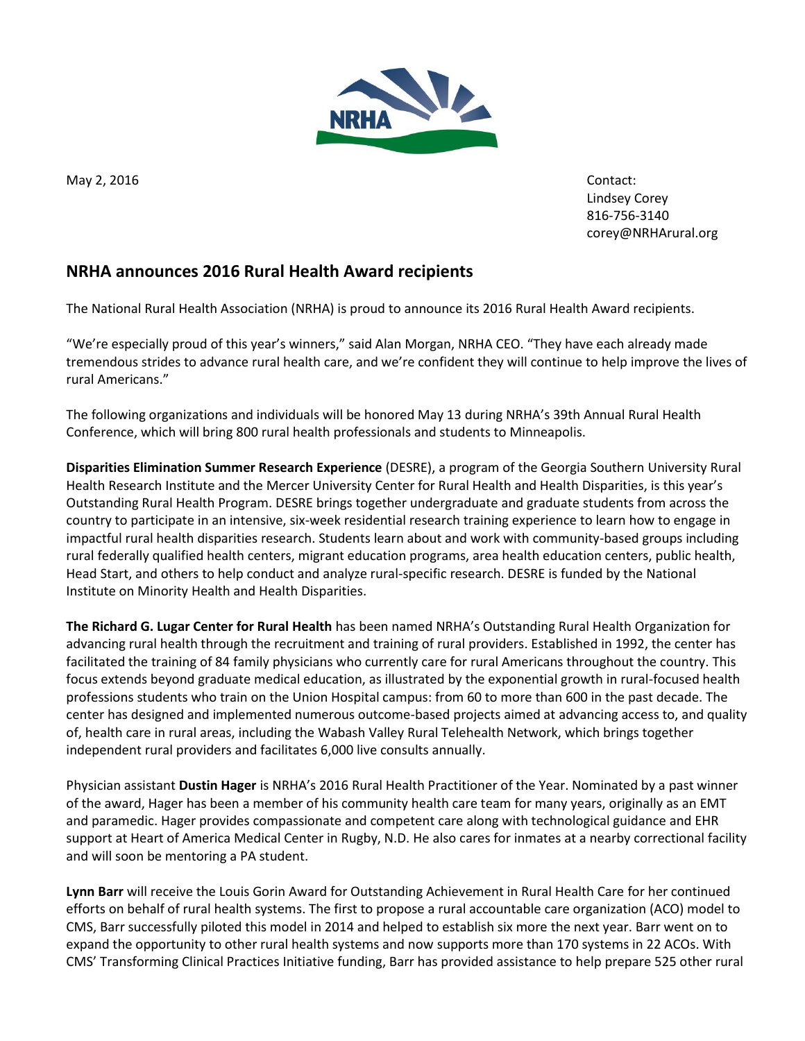May 2, 2016

Contact:
Lindsey Corey
816-756-3140
corey@NRHArural.org

## NRHA announces 2016 Rural Health Award recipients

The National Rural Health Association (NRHA) is proud to announce its 2016 Rural Health Award recipients.

"We're especially proud of this year's winners," said Alan Morgan, NRHA CEO. "They have each already made tremendous strides to advance rural health care, and we're confident they will continue to help improve the lives of rural Americans."

The following organizations and individuals will be honored May 13 during NRHA's 39th Annual Rural Health Conference, which will bring 800 rural health professionals and students to Minneapolis.

**Disparities Elimination Summer Research Experience** (DESRE), a program of the Georgia Southern University Rural Health Research Institute and the Mercer University Center for Rural Health and Health Disparities, is this year's Outstanding Rural Health Program. DESRE brings together undergraduate and graduate students from across the country to participate in an intensive, six-week residential research training experience to learn how to engage in impactful rural health disparities research. Students learn about and work with community-based groups including rural federally qualified health centers, migrant education programs, area health education centers, public health, Head Start, and others to help conduct and analyze rural-specific research. DESRE is funded by the National Institute on Minority Health and Health Disparities.

**The Richard G. Lugar Center for Rural Health** has been named NRHA's Outstanding Rural Health Organization for advancing rural health through the recruitment and training of rural providers. Established in 1992, the center has facilitated the training of 84 family physicians who currently care for rural Americans throughout the country. This focus extends beyond graduate medical education, as illustrated by the exponential growth in rural-focused health professions students who train on the Union Hospital campus: from 60 to more than 600 in the past decade. The center has designed and implemented numerous outcome-based projects aimed at advancing access to, and quality of, health care in rural areas, including the Wabash Valley Rural Telehealth Network, which brings together independent rural providers and facilitates 6,000 live consults annually.

Physician assistant **Dustin Hager** is NRHA's 2016 Rural Health Practitioner of the Year. Nominated by a past winner of the award, Hager has been a member of his community health care team for many years, originally as an EMT and paramedic. Hager provides compassionate and competent care along with technological guidance and EHR support at Heart of America Medical Center in Rugby, N.D. He also cares for inmates at a nearby correctional facility and will soon be mentoring a PA student.

**Lynn Barr** will receive the Louis Gorin Award for Outstanding Achievement in Rural Health Care for her continued efforts on behalf of rural health systems. The first to propose a rural accountable care organization (ACO) model to CMS, Barr successfully piloted this model in 2014 and helped to establish six more the next year. Barr went on to expand the opportunity to other rural health systems and now supports more than 170 systems in 22 ACOs. With CMS' Transforming Clinical Practices Initiative funding, Barr has provided assistance to help prepare 525 other rural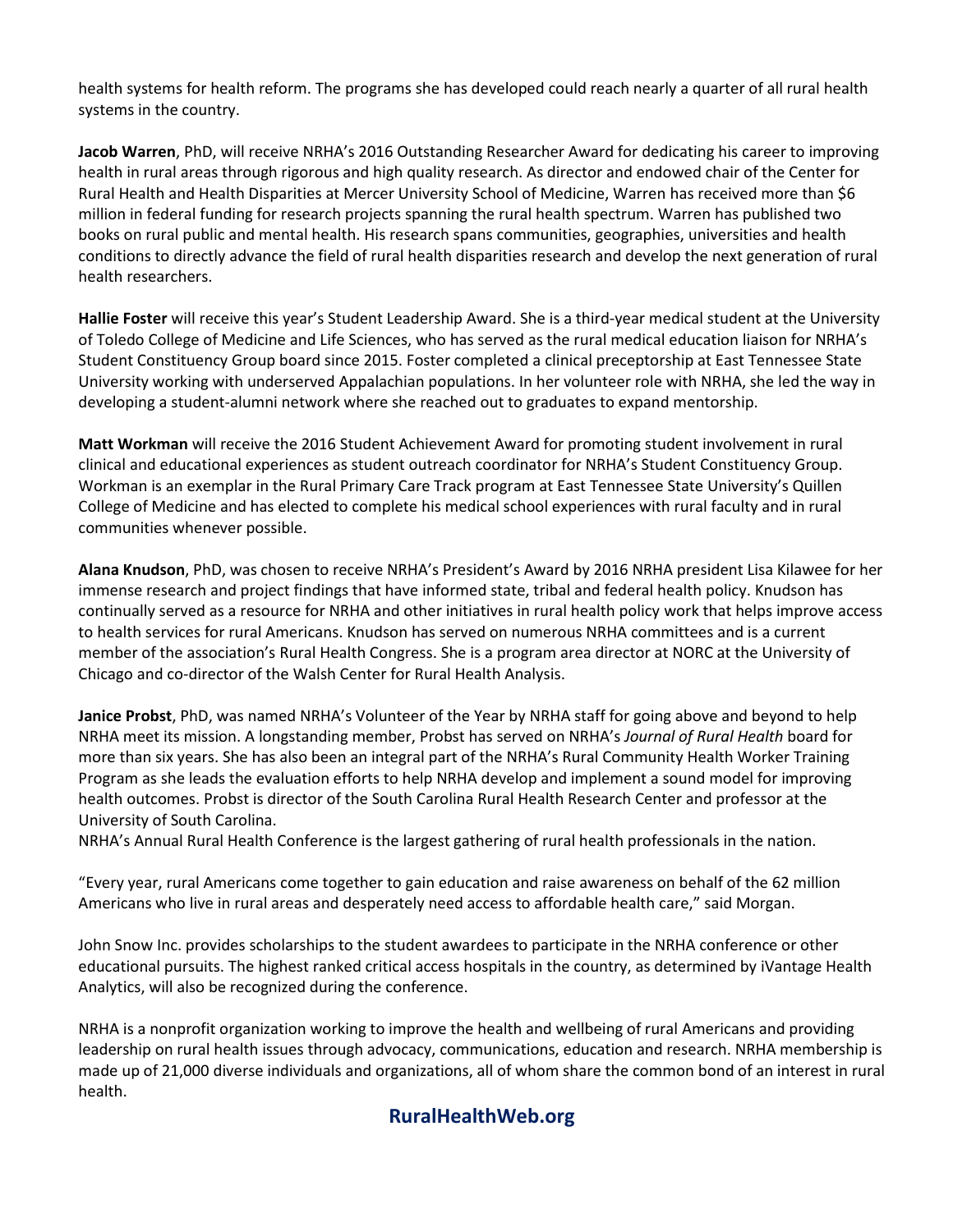health systems for health reform. The programs she has developed could reach nearly a quarter of all rural health systems in the country.

**Jacob Warren**, PhD, will receive NRHA's 2016 Outstanding Researcher Award for dedicating his career to improving health in rural areas through rigorous and high quality research. As director and endowed chair of the Center for Rural Health and Health Disparities at Mercer University School of Medicine, Warren has received more than $6 million in federal funding for research projects spanning the rural health spectrum. Warren has published two books on rural public and mental health. His research spans communities, geographies, universities and health conditions to directly advance the field of rural health disparities research and develop the next generation of rural health researchers.

**Hallie Foster** will receive this year's Student Leadership Award. She is a third-year medical student at the University of Toledo College of Medicine and Life Sciences, who has served as the rural medical education liaison for NRHA's Student Constituency Group board since 2015. Foster completed a clinical preceptorship at East Tennessee State University working with underserved Appalachian populations. In her volunteer role with NRHA, she led the way in developing a student-alumni network where she reached out to graduates to expand mentorship.

**Matt Workman** will receive the 2016 Student Achievement Award for promoting student involvement in rural clinical and educational experiences as student outreach coordinator for NRHA's Student Constituency Group. Workman is an exemplar in the Rural Primary Care Track program at East Tennessee State University's Quillen College of Medicine and has elected to complete his medical school experiences with rural faculty and in rural communities whenever possible.

**Alana Knudson**, PhD, was chosen to receive NRHA's President's Award by 2016 NRHA president Lisa Kilawee for her immense research and project findings that have informed state, tribal and federal health policy. Knudson has continually served as a resource for NRHA and other initiatives in rural health policy work that helps improve access to health services for rural Americans. Knudson has served on numerous NRHA committees and is a current member of the association's Rural Health Congress. She is a program area director at NORC at the University of Chicago and co-director of the Walsh Center for Rural Health Analysis.

**Janice Probst**, PhD, was named NRHA's Volunteer of the Year by NRHA staff for going above and beyond to help NRHA meet its mission. A longstanding member, Probst has served on NRHA's *Journal of Rural Health* board for more than six years. She has also been an integral part of the NRHA's Rural Community Health Worker Training Program as she leads the evaluation efforts to help NRHA develop and implement a sound model for improving health outcomes. Probst is director of the South Carolina Rural Health Research Center and professor at the University of South Carolina.

NRHA's Annual Rural Health Conference is the largest gathering of rural health professionals in the nation.

"Every year, rural Americans come together to gain education and raise awareness on behalf of the 62 million Americans who live in rural areas and desperately need access to affordable health care," said Morgan.

John Snow Inc. provides scholarships to the student awardees to participate in the NRHA conference or other educational pursuits. The highest ranked critical access hospitals in the country, as determined by iVantage Health Analytics, will also be recognized during the conference.

NRHA is a nonprofit organization working to improve the health and wellbeing of rural Americans and providing leadership on rural health issues through advocacy, communications, education and research. NRHA membership is made up of 21,000 diverse individuals and organizations, all of whom share the common bond of an interest in rural health.

**RuralHealthWeb.org**